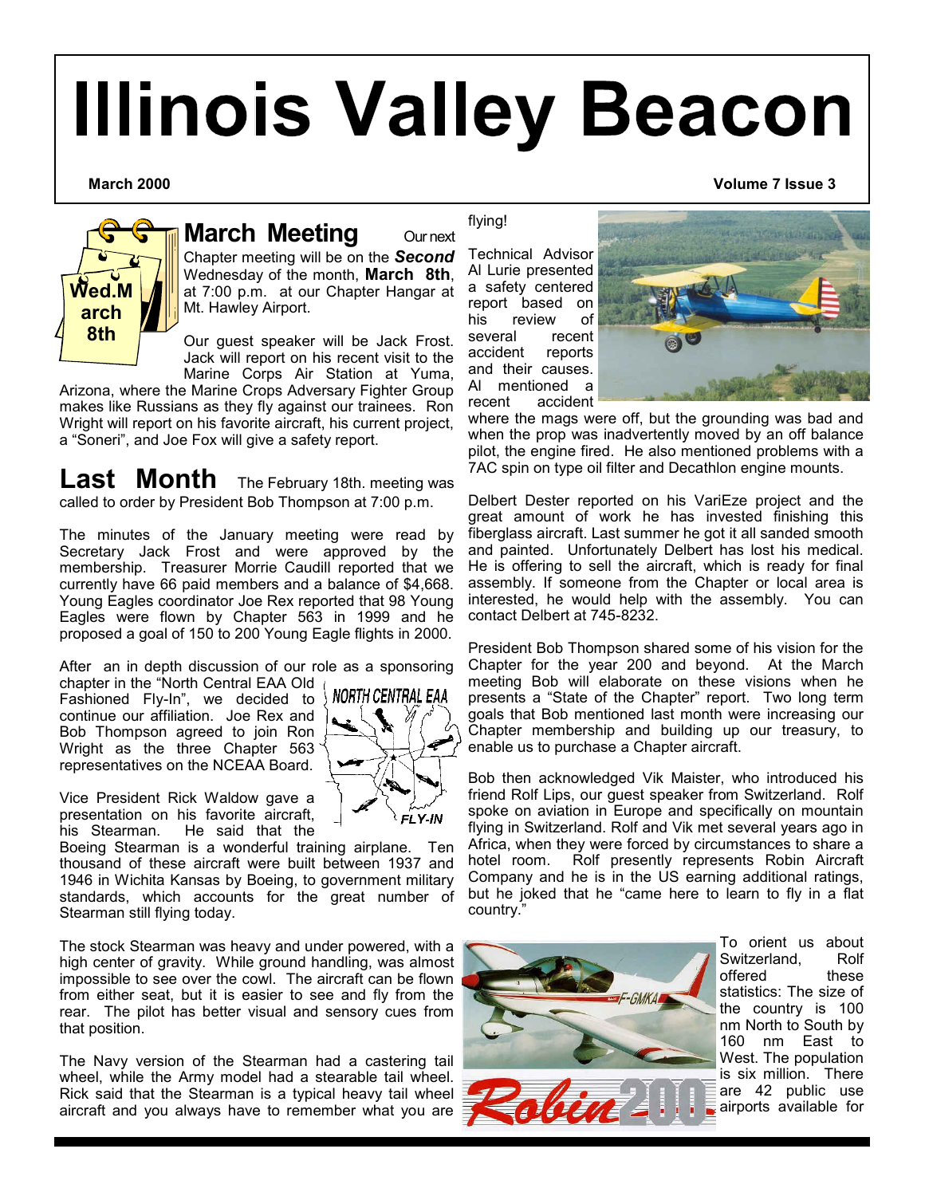# Illinois Valley Beacon

**March 2000** **Volume 7 Issue 3**

## March Meeting

Our next Chapter meeting will be on the ***Second*** Wednesday of the month, **March 8th**, at 7:00 p.m. at our Chapter Hangar at Mt. Hawley Airport.

Our guest speaker will be Jack Frost. Jack will report on his recent visit to the Marine Corps Air Station at Yuma, Arizona, where the Marine Crops Adversary Fighter Group makes like Russians as they fly against our trainees. Ron Wright will report on his favorite aircraft, his current project, a "Soneri", and Joe Fox will give a safety report.

## Last Month

The February 18th. meeting was called to order by President Bob Thompson at 7:00 p.m.

The minutes of the January meeting were read by Secretary Jack Frost and were approved by the membership. Treasurer Morrie Caudill reported that we currently have 66 paid members and a balance of $4,668. Young Eagles coordinator Joe Rex reported that 98 Young Eagles were flown by Chapter 563 in 1999 and he proposed a goal of 150 to 200 Young Eagle flights in 2000.

After an in depth discussion of our role as a sponsoring chapter in the "North Central EAA Old Fashioned Fly-In", we decided to continue our affiliation. Joe Rex and Bob Thompson agreed to join Ron Wright as the three Chapter 563 representatives on the NCEAA Board.

Vice President Rick Waldow gave a presentation on his favorite aircraft, his Stearman. He said that the Boeing Stearman is a wonderful training airplane. Ten thousand of these aircraft were built between 1937 and 1946 in Wichita Kansas by Boeing, to government military standards, which accounts for the great number of Stearman still flying today.

The stock Stearman was heavy and under powered, with a high center of gravity. While ground handling, was almost impossible to see over the cowl. The aircraft can be flown from either seat, but it is easier to see and fly from the rear. The pilot has better visual and sensory cues from that position.

The Navy version of the Stearman had a castering tail wheel, while the Army model had a stearable tail wheel. Rick said that the Stearman is a typical heavy tail wheel aircraft and you always have to remember what you are flying!

Technical Advisor Al Lurie presented a safety centered report based on his review of several recent accident reports and their causes. Al mentioned a recent accident where the mags were off, but the grounding was bad and when the prop was inadvertently moved by an off balance pilot, the engine fired. He also mentioned problems with a 7AC spin on type oil filter and Decathlon engine mounts.

Delbert Dester reported on his VariEze project and the great amount of work he has invested finishing this fiberglass aircraft. Last summer he got it all sanded smooth and painted. Unfortunately Delbert has lost his medical. He is offering to sell the aircraft, which is ready for final assembly. If someone from the Chapter or local area is interested, he would help with the assembly. You can contact Delbert at 745-8232.

President Bob Thompson shared some of his vision for the Chapter for the year 200 and beyond. At the March meeting Bob will elaborate on these visions when he presents a "State of the Chapter" report. Two long term goals that Bob mentioned last month were increasing our Chapter membership and building up our treasury, to enable us to purchase a Chapter aircraft.

Bob then acknowledged Vik Maister, who introduced his friend Rolf Lips, our guest speaker from Switzerland. Rolf spoke on aviation in Europe and specifically on mountain flying in Switzerland. Rolf and Vik met several years ago in Africa, when they were forced by circumstances to share a hotel room. Rolf presently represents Robin Aircraft Company and he is in the US earning additional ratings, but he joked that he "came here to learn to fly in a flat country."

To orient us about Switzerland, Rolf offered these statistics: The size of the country is 100 nm North to South by 160 nm East to West. The population is six million. There are 42 public use airports available for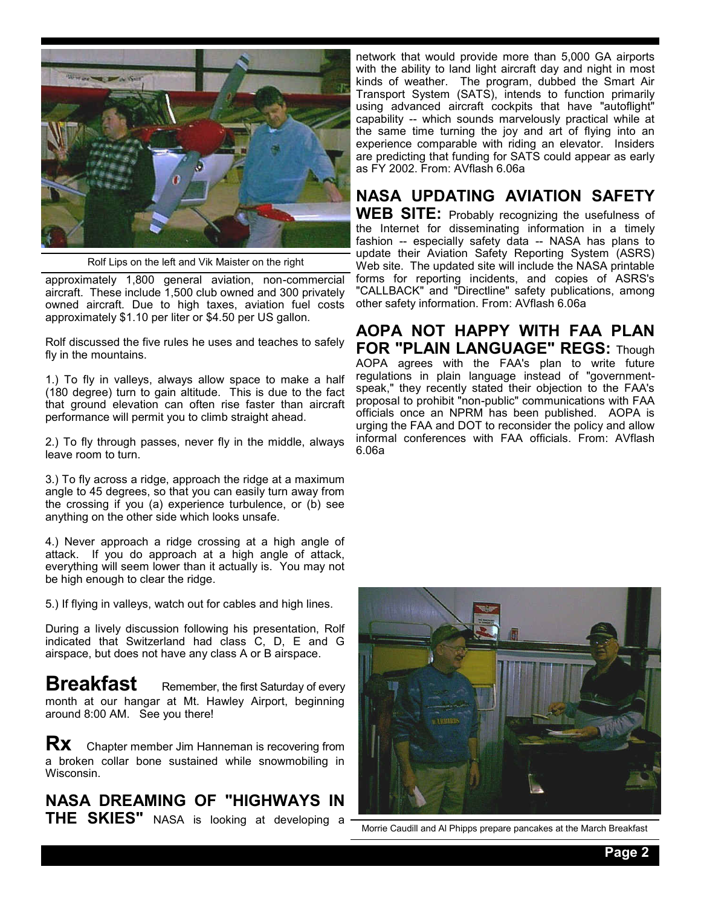Rolf Lips on the left and Vik Maister on the right

approximately 1,800 general aviation, non-commercial aircraft. These include 1,500 club owned and 300 privately owned aircraft. Due to high taxes, aviation fuel costs approximately $1.10 per liter or $4.50 per US gallon.

Rolf discussed the five rules he uses and teaches to safely fly in the mountains.

1.) To fly in valleys, always allow space to make a half (180 degree) turn to gain altitude. This is due to the fact that ground elevation can often rise faster than aircraft performance will permit you to climb straight ahead.

2.) To fly through passes, never fly in the middle, always leave room to turn.

3.) To fly across a ridge, approach the ridge at a maximum angle to 45 degrees, so that you can easily turn away from the crossing if you (a) experience turbulence, or (b) see anything on the other side which looks unsafe.

4.) Never approach a ridge crossing at a high angle of attack. If you do approach at a high angle of attack, everything will seem lower than it actually is. You may not be high enough to clear the ridge.

5.) If flying in valleys, watch out for cables and high lines.

During a lively discussion following his presentation, Rolf indicated that Switzerland had class C, D, E and G airspace, but does not have any class A or B airspace.

## Breakfast

Remember, the first Saturday of every month at our hangar at Mt. Hawley Airport, beginning around 8:00 AM. See you there!

## Rx

Chapter member Jim Hanneman is recovering from a broken collar bone sustained while snowmobiling in Wisconsin.

**NASA DREAMING OF "HIGHWAYS IN THE SKIES"** NASA is looking at developing a network that would provide more than 5,000 GA airports with the ability to land light aircraft day and night in most kinds of weather. The program, dubbed the Smart Air Transport System (SATS), intends to function primarily using advanced aircraft cockpits that have "autoflight" capability -- which sounds marvelously practical while at the same time turning the joy and art of flying into an experience comparable with riding an elevator. Insiders are predicting that funding for SATS could appear as early as FY 2002. From: AVflash 6.06a

**NASA UPDATING AVIATION SAFETY WEB SITE:** Probably recognizing the usefulness of the Internet for disseminating information in a timely fashion -- especially safety data -- NASA has plans to update their Aviation Safety Reporting System (ASRS) Web site. The updated site will include the NASA printable forms for reporting incidents, and copies of ASRS's "CALLBACK" and "Directline" safety publications, among other safety information. From: AVflash 6.06a

**AOPA NOT HAPPY WITH FAA PLAN FOR "PLAIN LANGUAGE" REGS:** Though AOPA agrees with the FAA's plan to write future regulations in plain language instead of "government-speak," they recently stated their objection to the FAA's proposal to prohibit "non-public" communications with FAA officials once an NPRM has been published. AOPA is urging the FAA and DOT to reconsider the policy and allow informal conferences with FAA officials. From: AVflash 6.06a

Morrie Caudill and Al Phipps prepare pancakes at the March Breakfast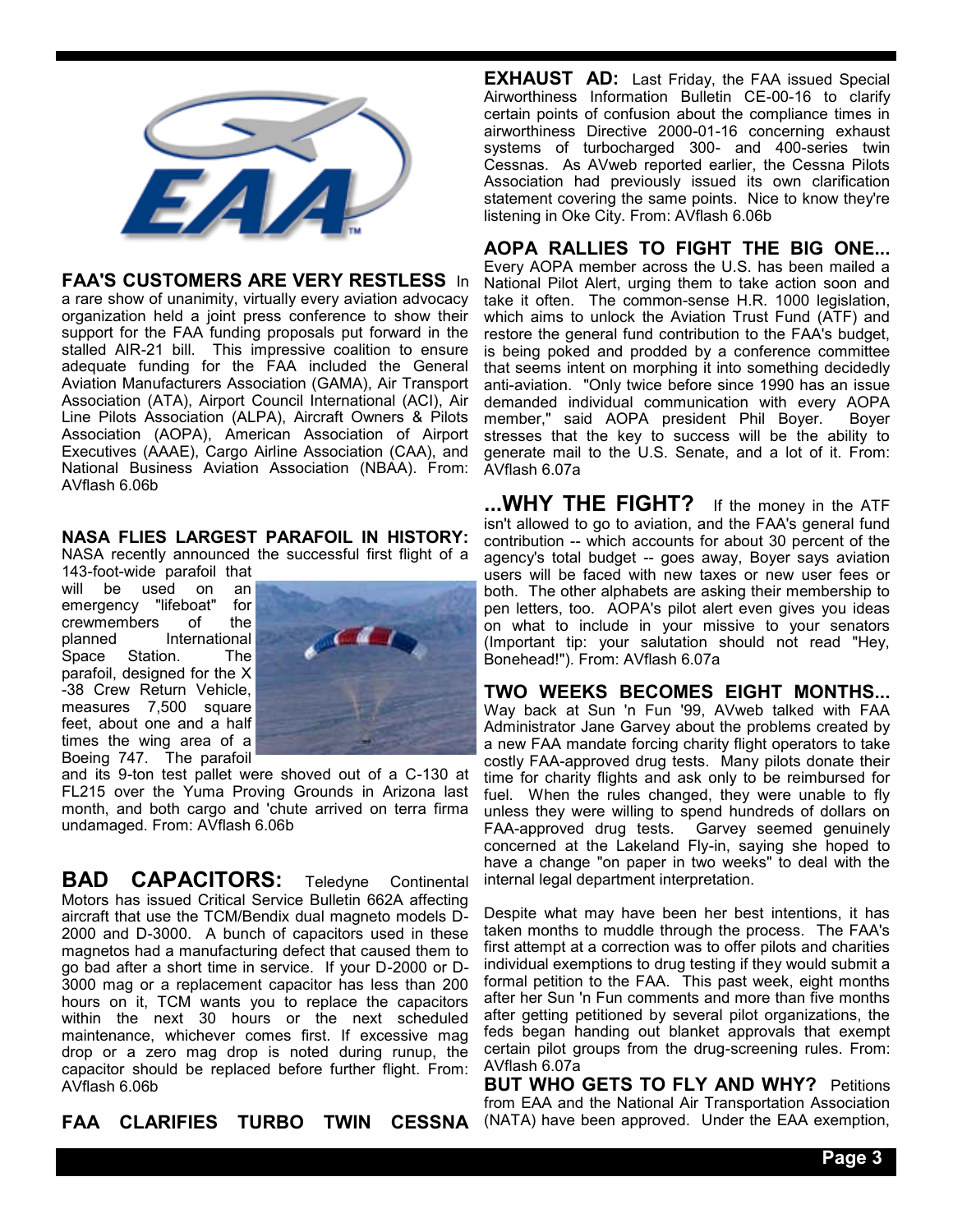**FAA'S CUSTOMERS ARE VERY RESTLESS** In a rare show of unanimity, virtually every aviation advocacy organization held a joint press conference to show their support for the FAA funding proposals put forward in the stalled AIR-21 bill. This impressive coalition to ensure adequate funding for the FAA included the General Aviation Manufacturers Association (GAMA), Air Transport Association (ATA), Airport Council International (ACI), Air Line Pilots Association (ALPA), Aircraft Owners & Pilots Association (AOPA), American Association of Airport Executives (AAAE), Cargo Airline Association (CAA), and National Business Aviation Association (NBAA). From: AVflash 6.06b

**NASA FLIES LARGEST PARAFOIL IN HISTORY:** NASA recently announced the successful first flight of a 143-foot-wide parafoil that will be used on an emergency "lifeboat" for crewmembers of the planned International Space Station. The parafoil, designed for the X-38 Crew Return Vehicle, measures 7,500 square feet, about one and a half times the wing area of a Boeing 747. The parafoil and its 9-ton test pallet were shoved out of a C-130 at FL215 over the Yuma Proving Grounds in Arizona last month, and both cargo and 'chute arrived on terra firma undamaged. From: AVflash 6.06b

**BAD CAPACITORS:** Teledyne Continental Motors has issued Critical Service Bulletin 662A affecting aircraft that use the TCM/Bendix dual magneto models D-2000 and D-3000. A bunch of capacitors used in these magnetos had a manufacturing defect that caused them to go bad after a short time in service. If your D-2000 or D-3000 mag or a replacement capacitor has less than 200 hours on it, TCM wants you to replace the capacitors within the next 30 hours or the next scheduled maintenance, whichever comes first. If excessive mag drop or a zero mag drop is noted during runup, the capacitor should be replaced before further flight. From: AVflash 6.06b

**FAA CLARIFIES TURBO TWIN CESSNA EXHAUST AD:** Last Friday, the FAA issued Special Airworthiness Information Bulletin CE-00-16 to clarify certain points of confusion about the compliance times in airworthiness Directive 2000-01-16 concerning exhaust systems of turbocharged 300- and 400-series twin Cessnas. As AVweb reported earlier, the Cessna Pilots Association had previously issued its own clarification statement covering the same points. Nice to know they're listening in Oke City. From: AVflash 6.06b

**AOPA RALLIES TO FIGHT THE BIG ONE...** Every AOPA member across the U.S. has been mailed a National Pilot Alert, urging them to take action soon and take it often. The common-sense H.R. 1000 legislation, which aims to unlock the Aviation Trust Fund (ATF) and restore the general fund contribution to the FAA's budget, is being poked and prodded by a conference committee that seems intent on morphing it into something decidedly anti-aviation. "Only twice before since 1990 has an issue demanded individual communication with every AOPA member," said AOPA president Phil Boyer. Boyer stresses that the key to success will be the ability to generate mail to the U.S. Senate, and a lot of it. From: AVflash 6.07a

**...WHY THE FIGHT?** If the money in the ATF isn't allowed to go to aviation, and the FAA's general fund contribution -- which accounts for about 30 percent of the agency's total budget -- goes away, Boyer says aviation users will be faced with new taxes or new user fees or both. The other alphabets are asking their membership to pen letters, too. AOPA's pilot alert even gives you ideas on what to include in your missive to your senators (Important tip: your salutation should not read "Hey, Bonehead!"). From: AVflash 6.07a

**TWO WEEKS BECOMES EIGHT MONTHS...** Way back at Sun 'n Fun '99, AVweb talked with FAA Administrator Jane Garvey about the problems created by a new FAA mandate forcing charity flight operators to take costly FAA-approved drug tests. Many pilots donate their time for charity flights and ask only to be reimbursed for fuel. When the rules changed, they were unable to fly unless they were willing to spend hundreds of dollars on FAA-approved drug tests. Garvey seemed genuinely concerned at the Lakeland Fly-in, saying she hoped to have a change "on paper in two weeks" to deal with the internal legal department interpretation.

Despite what may have been her best intentions, it has taken months to muddle through the process. The FAA's first attempt at a correction was to offer pilots and charities individual exemptions to drug testing if they would submit a formal petition to the FAA. This past week, eight months after her Sun 'n Fun comments and more than five months after getting petitioned by several pilot organizations, the feds began handing out blanket approvals that exempt certain pilot groups from the drug-screening rules. From: AVflash 6.07a

**BUT WHO GETS TO FLY AND WHY?** Petitions from EAA and the National Air Transportation Association (NATA) have been approved. Under the EAA exemption,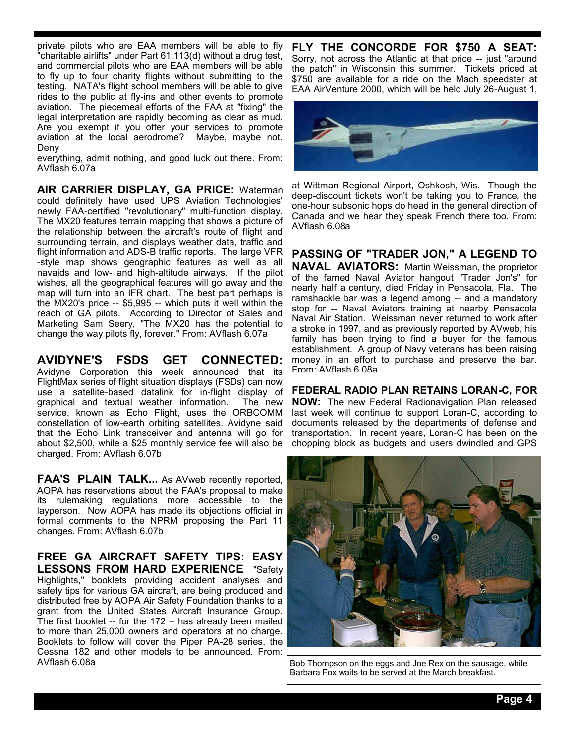private pilots who are EAA members will be able to fly "charitable airlifts" under Part 61.113(d) without a drug test, and commercial pilots who are EAA members will be able to fly up to four charity flights without submitting to the testing. NATA's flight school members will be able to give rides to the public at fly-ins and other events to promote aviation. The piecemeal efforts of the FAA at "fixing" the legal interpretation are rapidly becoming as clear as mud. Are you exempt if you offer your services to promote aviation at the local aerodrome? Maybe, maybe not. Deny everything, admit nothing, and good luck out there. From: AVflash 6.07a

**AIR CARRIER DISPLAY, GA PRICE:** Waterman could definitely have used UPS Aviation Technologies' newly FAA-certified "revolutionary" multi-function display. The MX20 features terrain mapping that shows a picture of the relationship between the aircraft's route of flight and surrounding terrain, and displays weather data, traffic and flight information and ADS-B traffic reports. The large VFR -style map shows geographic features as well as all navaids and low- and high-altitude airways. If the pilot wishes, all the geographical features will go away and the map will turn into an IFR chart. The best part perhaps is the MX20's price -- $5,995 -- which puts it well within the reach of GA pilots. According to Director of Sales and Marketing Sam Seery, "The MX20 has the potential to change the way pilots fly, forever." From: AVflash 6.07a

**AVIDYNE'S FSDS GET CONNECTED:** Avidyne Corporation this week announced that its FlightMax series of flight situation displays (FSDs) can now use a satellite-based datalink for in-flight display of graphical and textual weather information. The new service, known as Echo Flight, uses the ORBCOMM constellation of low-earth orbiting satellites. Avidyne said that the Echo Link transceiver and antenna will go for about $2,500, while a $25 monthly service fee will also be charged. From: AVflash 6.07b

**FAA'S PLAIN TALK...** As AVweb recently reported, AOPA has reservations about the FAA's proposal to make its rulemaking regulations more accessible to the layperson. Now AOPA has made its objections official in formal comments to the NPRM proposing the Part 11 changes. From: AVflash 6.07b

**FREE GA AIRCRAFT SAFETY TIPS: EASY LESSONS FROM HARD EXPERIENCE** "Safety Highlights," booklets providing accident analyses and safety tips for various GA aircraft, are being produced and distributed free by AOPA Air Safety Foundation thanks to a grant from the United States Aircraft Insurance Group. The first booklet -- for the 172 – has already been mailed to more than 25,000 owners and operators at no charge. Booklets to follow will cover the Piper PA-28 series, the Cessna 182 and other models to be announced. From: AVflash 6.08a

**FLY THE CONCORDE FOR $750 A SEAT:** Sorry, not across the Atlantic at that price -- just "around the patch" in Wisconsin this summer. Tickets priced at $750 are available for a ride on the Mach speedster at EAA AirVenture 2000, which will be held July 26-August 1, at Wittman Regional Airport, Oshkosh, Wis. Though the deep-discount tickets won't be taking you to France, the one-hour subsonic hops do head in the general direction of Canada and we hear they speak French there too. From: AVflash 6.08a

**PASSING OF "TRADER JON," A LEGEND TO NAVAL AVIATORS:** Martin Weissman, the proprietor of the famed Naval Aviator hangout "Trader Jon's" for nearly half a century, died Friday in Pensacola, Fla. The ramshackle bar was a legend among -- and a mandatory stop for -- Naval Aviators training at nearby Pensacola Naval Air Station. Weissman never returned to work after a stroke in 1997, and as previously reported by AVweb, his family has been trying to find a buyer for the famous establishment. A group of Navy veterans has been raising money in an effort to purchase and preserve the bar. From: AVflash 6.08a

**FEDERAL RADIO PLAN RETAINS LORAN-C, FOR NOW:** The new Federal Radionavigation Plan released last week will continue to support Loran-C, according to documents released by the departments of defense and transportation. In recent years, Loran-C has been on the chopping block as budgets and users dwindled and GPS

Bob Thompson on the eggs and Joe Rex on the sausage, while Barbara Fox waits to be served at the March breakfast.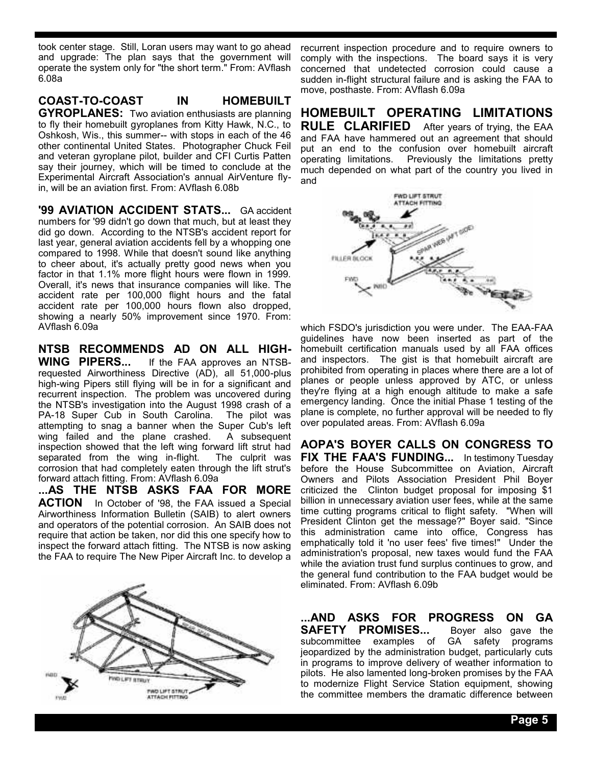took center stage. Still, Loran users may want to go ahead and upgrade: The plan says that the government will operate the system only for "the short term." From: AVflash 6.08a

**COAST-TO-COAST IN HOMEBUILT GYROPLANES:** Two aviation enthusiasts are planning to fly their homebuilt gyroplanes from Kitty Hawk, N.C., to Oshkosh, Wis., this summer-- with stops in each of the 46 other continental United States. Photographer Chuck Feil and veteran gyroplane pilot, builder and CFI Curtis Patten say their journey, which will be timed to conclude at the Experimental Aircraft Association's annual AirVenture fly-in, will be an aviation first. From: AVflash 6.08b

**'99 AVIATION ACCIDENT STATS...** GA accident numbers for '99 didn't go down that much, but at least they did go down. According to the NTSB's accident report for last year, general aviation accidents fell by a whopping one compared to 1998. While that doesn't sound like anything to cheer about, it's actually pretty good news when you factor in that 1.1% more flight hours were flown in 1999. Overall, it's news that insurance companies will like. The accident rate per 100,000 flight hours and the fatal accident rate per 100,000 hours flown also dropped, showing a nearly 50% improvement since 1970. From: AVflash 6.09a

**NTSB RECOMMENDS AD ON ALL HIGH-WING PIPERS...** If the FAA approves an NTSB-requested Airworthiness Directive (AD), all 51,000-plus high-wing Pipers still flying will be in for a significant and recurrent inspection. The problem was uncovered during the NTSB's investigation into the August 1998 crash of a PA-18 Super Cub in South Carolina. The pilot was attempting to snag a banner when the Super Cub's left wing failed and the plane crashed. A subsequent inspection showed that the left wing forward lift strut had separated from the wing in-flight. The culprit was corrosion that had completely eaten through the lift strut's forward attach fitting. From: AVflash 6.09a

**...AS THE NTSB ASKS FAA FOR MORE ACTION** In October of '98, the FAA issued a Special Airworthiness Information Bulletin (SAIB) to alert owners and operators of the potential corrosion. An SAIB does not require that action be taken, nor did this one specify how to inspect the forward attach fitting. The NTSB is now asking the FAA to require The New Piper Aircraft Inc. to develop a recurrent inspection procedure and to require owners to comply with the inspections. The board says it is very concerned that undetected corrosion could cause a sudden in-flight structural failure and is asking the FAA to move, posthaste. From: AVflash 6.09a

**HOMEBUILT OPERATING LIMITATIONS RULE CLARIFIED** After years of trying, the EAA and FAA have hammered out an agreement that should put an end to the confusion over homebuilt aircraft operating limitations. Previously the limitations pretty much depended on what part of the country you lived in and which FSDO's jurisdiction you were under. The EAA-FAA guidelines have now been inserted as part of the homebuilt certification manuals used by all FAA offices and inspectors. The gist is that homebuilt aircraft are prohibited from operating in places where there are a lot of planes or people unless approved by ATC, or unless they're flying at a high enough altitude to make a safe emergency landing. Once the initial Phase 1 testing of the plane is complete, no further approval will be needed to fly over populated areas. From: AVflash 6.09a

**AOPA'S BOYER CALLS ON CONGRESS TO FIX THE FAA'S FUNDING...** In testimony Tuesday before the House Subcommittee on Aviation, Aircraft Owners and Pilots Association President Phil Boyer criticized the Clinton budget proposal for imposing $1 billion in unnecessary aviation user fees, while at the same time cutting programs critical to flight safety. "When will President Clinton get the message?" Boyer said. "Since this administration came into office, Congress has emphatically told it 'no user fees' five times!" Under the administration's proposal, new taxes would fund the FAA while the aviation trust fund surplus continues to grow, and the general fund contribution to the FAA budget would be eliminated. From: AVflash 6.09b

**...AND ASKS FOR PROGRESS ON GA SAFETY PROMISES...** Boyer also gave the subcommittee examples of GA safety programs jeopardized by the administration budget, particularly cuts in programs to improve delivery of weather information to pilots. He also lamented long-broken promises by the FAA to modernize Flight Service Station equipment, showing the committee members the dramatic difference between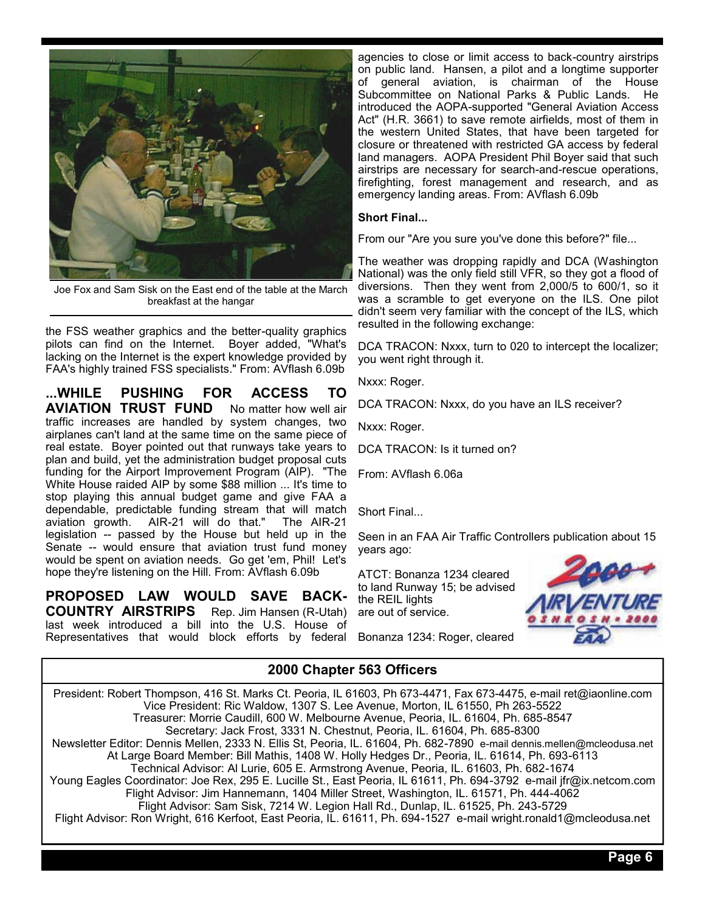Joe Fox and Sam Sisk on the East end of the table at the March breakfast at the hangar

the FSS weather graphics and the better-quality graphics pilots can find on the Internet. Boyer added, "What's lacking on the Internet is the expert knowledge provided by FAA's highly trained FSS specialists." From: AVflash 6.09b

**...WHILE PUSHING FOR ACCESS TO AVIATION TRUST FUND** No matter how well air traffic increases are handled by system changes, two airplanes can't land at the same time on the same piece of real estate. Boyer pointed out that runways take years to plan and build, yet the administration budget proposal cuts funding for the Airport Improvement Program (AIP). "The White House raided AIP by some $88 million ... It's time to stop playing this annual budget game and give FAA a dependable, predictable funding stream that will match aviation growth. AIR-21 will do that." The AIR-21 legislation -- passed by the House but held up in the Senate -- would ensure that aviation trust fund money would be spent on aviation needs. Go get 'em, Phil! Let's hope they're listening on the Hill. From: AVflash 6.09b

**PROPOSED LAW WOULD SAVE BACK-COUNTRY AIRSTRIPS** Rep. Jim Hansen (R-Utah) last week introduced a bill into the U.S. House of Representatives that would block efforts by federal agencies to close or limit access to back-country airstrips on public land. Hansen, a pilot and a longtime supporter of general aviation, is chairman of the House Subcommittee on National Parks & Public Lands. He introduced the AOPA-supported "General Aviation Access Act" (H.R. 3661) to save remote airfields, most of them in the western United States, that have been targeted for closure or threatened with restricted GA access by federal land managers. AOPA President Phil Boyer said that such airstrips are necessary for search-and-rescue operations, firefighting, forest management and research, and as emergency landing areas. From: AVflash 6.09b

**Short Final...**

From our "Are you sure you've done this before?" file...

The weather was dropping rapidly and DCA (Washington National) was the only field still VFR, so they got a flood of diversions. Then they went from 2,000/5 to 600/1, so it was a scramble to get everyone on the ILS. One pilot didn't seem very familiar with the concept of the ILS, which resulted in the following exchange:

DCA TRACON: Nxxx, turn to 020 to intercept the localizer; you went right through it.

Nxxx: Roger.

DCA TRACON: Nxxx, do you have an ILS receiver?

Nxxx: Roger.

DCA TRACON: Is it turned on?

From: AVflash 6.06a

Short Final...

Seen in an FAA Air Traffic Controllers publication about 15 years ago:

ATCT: Bonanza 1234 cleared to land Runway 15; be advised the REIL lights are out of service.

Bonanza 1234: Roger, cleared

## 2000 Chapter 563 Officers

President: Robert Thompson, 416 St. Marks Ct. Peoria, IL 61603, Ph 673-4471, Fax 673-4475, e-mail ret@iaonline.com
Vice President: Ric Waldow, 1307 S. Lee Avenue, Morton, IL 61550, Ph 263-5522
Treasurer: Morrie Caudill, 600 W. Melbourne Avenue, Peoria, IL. 61604, Ph. 685-8547
Secretary: Jack Frost, 3331 N. Chestnut, Peoria, IL. 61604, Ph. 685-8300
Newsletter Editor: Dennis Mellen, 2333 N. Ellis St, Peoria, IL. 61604, Ph. 682-7890 e-mail dennis.mellen@mcleodusa.net
At Large Board Member: Bill Mathis, 1408 W. Holly Hedges Dr., Peoria, IL. 61614, Ph. 693-6113
Technical Advisor: Al Lurie, 605 E. Armstrong Avenue, Peoria, IL. 61603, Ph. 682-1674
Young Eagles Coordinator: Joe Rex, 295 E. Lucille St., East Peoria, IL 61611, Ph. 694-3792 e-mail jfr@ix.netcom.com
Flight Advisor: Jim Hannemann, 1404 Miller Street, Washington, IL. 61571, Ph. 444-4062
Flight Advisor: Sam Sisk, 7214 W. Legion Hall Rd., Dunlap, IL. 61525, Ph. 243-5729
Flight Advisor: Ron Wright, 616 Kerfoot, East Peoria, IL. 61611, Ph. 694-1527 e-mail wright.ronald1@mcleodusa.net